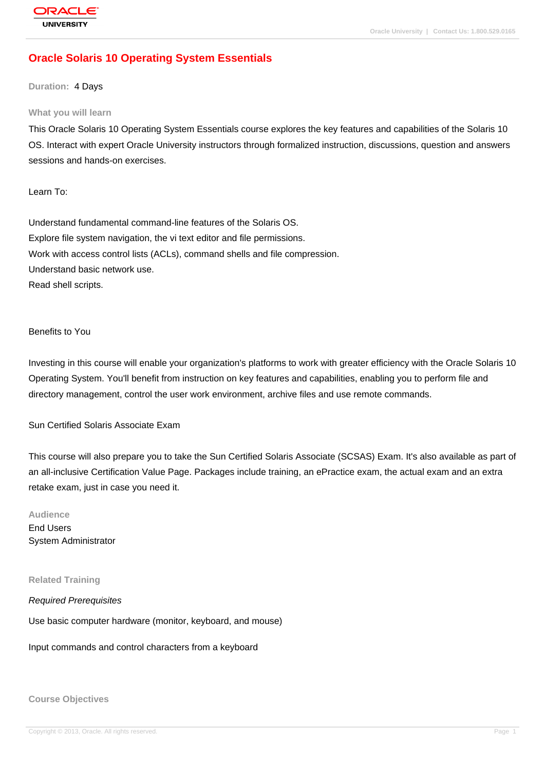# Oracle Solaris 10 Operating System Essentials

**Duration:** 4 Days

## What you will learn

This Oracle Solaris 10 Operating System Essentials course explores the key features and capabilities of the Solaris 10 OS. Interact with expert Oracle University instructors through formalized instruction, discussions, question and answers sessions and hands-on exercises.

Learn To:

Understand fundamental command-line features of the Solaris OS.
Explore file system navigation, the vi text editor and file permissions.
Work with access control lists (ACLs), command shells and file compression.
Understand basic network use.
Read shell scripts.

Benefits to You

Investing in this course will enable your organization's platforms to work with greater efficiency with the Oracle Solaris 10 Operating System. You'll benefit from instruction on key features and capabilities, enabling you to perform file and directory management, control the user work environment, archive files and use remote commands.

Sun Certified Solaris Associate Exam

This course will also prepare you to take the Sun Certified Solaris Associate (SCSAS) Exam. It's also available as part of an all-inclusive Certification Value Page. Packages include training, an ePractice exam, the actual exam and an extra retake exam, just in case you need it.

## Audience

End Users
System Administrator

## Related Training

*Required Prerequisites*

Use basic computer hardware (monitor, keyboard, and mouse)

Input commands and control characters from a keyboard

## Course Objectives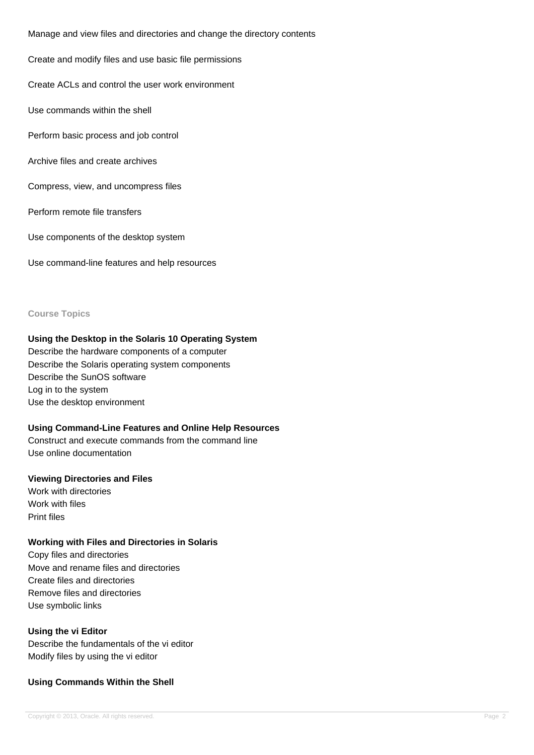Manage and view files and directories and change the directory contents

Create and modify files and use basic file permissions

Create ACLs and control the user work environment

Use commands within the shell

Perform basic process and job control

Archive files and create archives

Compress, view, and uncompress files

Perform remote file transfers

Use components of the desktop system

Use command-line features and help resources

## Course Topics

**Using the Desktop in the Solaris 10 Operating System**
Describe the hardware components of a computer
Describe the Solaris operating system components
Describe the SunOS software
Log in to the system
Use the desktop environment

**Using Command-Line Features and Online Help Resources**
Construct and execute commands from the command line
Use online documentation

**Viewing Directories and Files**
Work with directories
Work with files
Print files

**Working with Files and Directories in Solaris**
Copy files and directories
Move and rename files and directories
Create files and directories
Remove files and directories
Use symbolic links

**Using the vi Editor**
Describe the fundamentals of the vi editor
Modify files by using the vi editor

**Using Commands Within the Shell**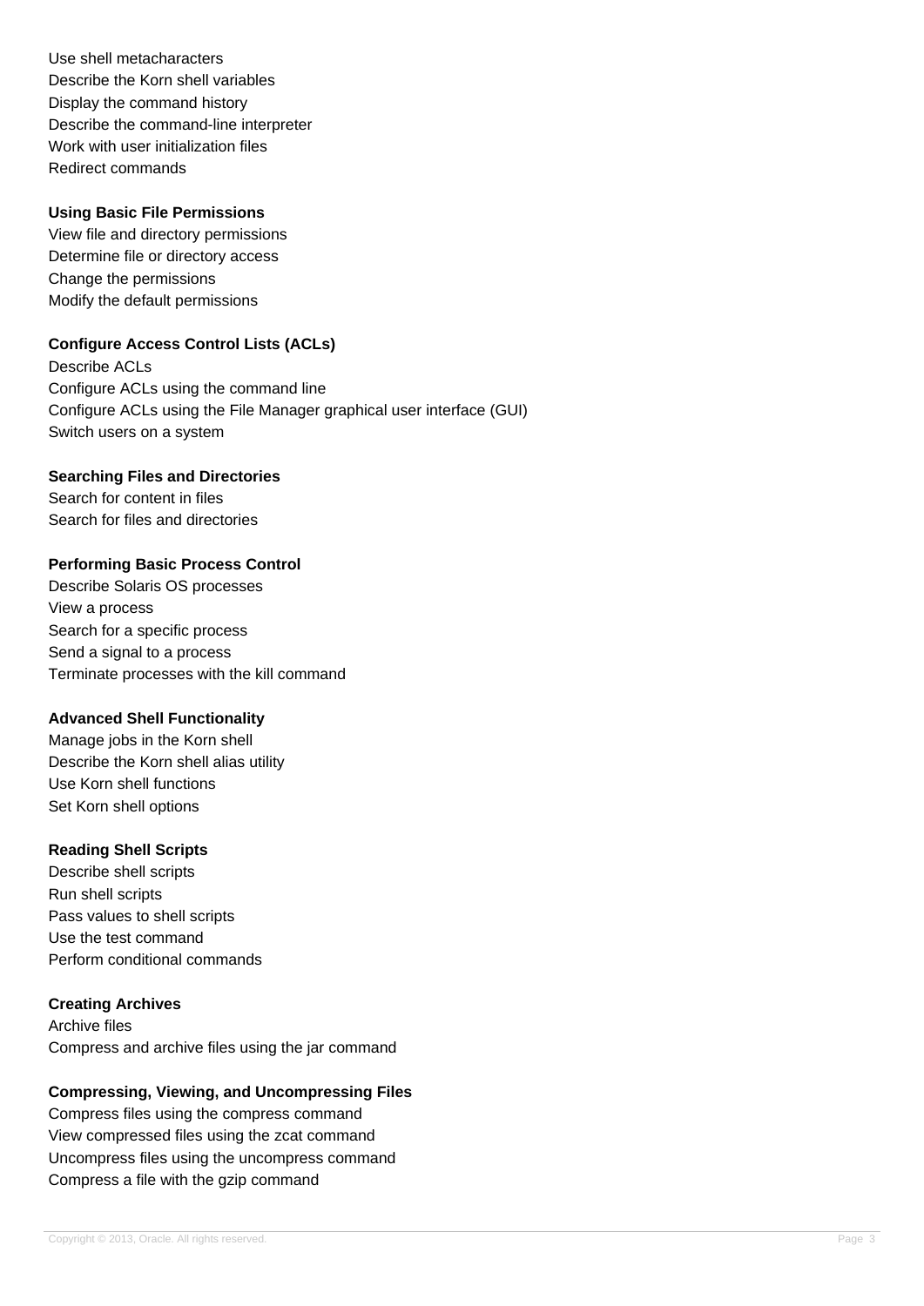Use shell metacharacters
Describe the Korn shell variables
Display the command history
Describe the command-line interpreter
Work with user initialization files
Redirect commands

**Using Basic File Permissions**

View file and directory permissions
Determine file or directory access
Change the permissions
Modify the default permissions

**Configure Access Control Lists (ACLs)**

Describe ACLs
Configure ACLs using the command line
Configure ACLs using the File Manager graphical user interface (GUI)
Switch users on a system

**Searching Files and Directories**

Search for content in files
Search for files and directories

**Performing Basic Process Control**

Describe Solaris OS processes
View a process
Search for a specific process
Send a signal to a process
Terminate processes with the kill command

**Advanced Shell Functionality**

Manage jobs in the Korn shell
Describe the Korn shell alias utility
Use Korn shell functions
Set Korn shell options

**Reading Shell Scripts**

Describe shell scripts
Run shell scripts
Pass values to shell scripts
Use the test command
Perform conditional commands

**Creating Archives**

Archive files
Compress and archive files using the jar command

**Compressing, Viewing, and Uncompressing Files**

Compress files using the compress command
View compressed files using the zcat command
Uncompress files using the uncompress command
Compress a file with the gzip command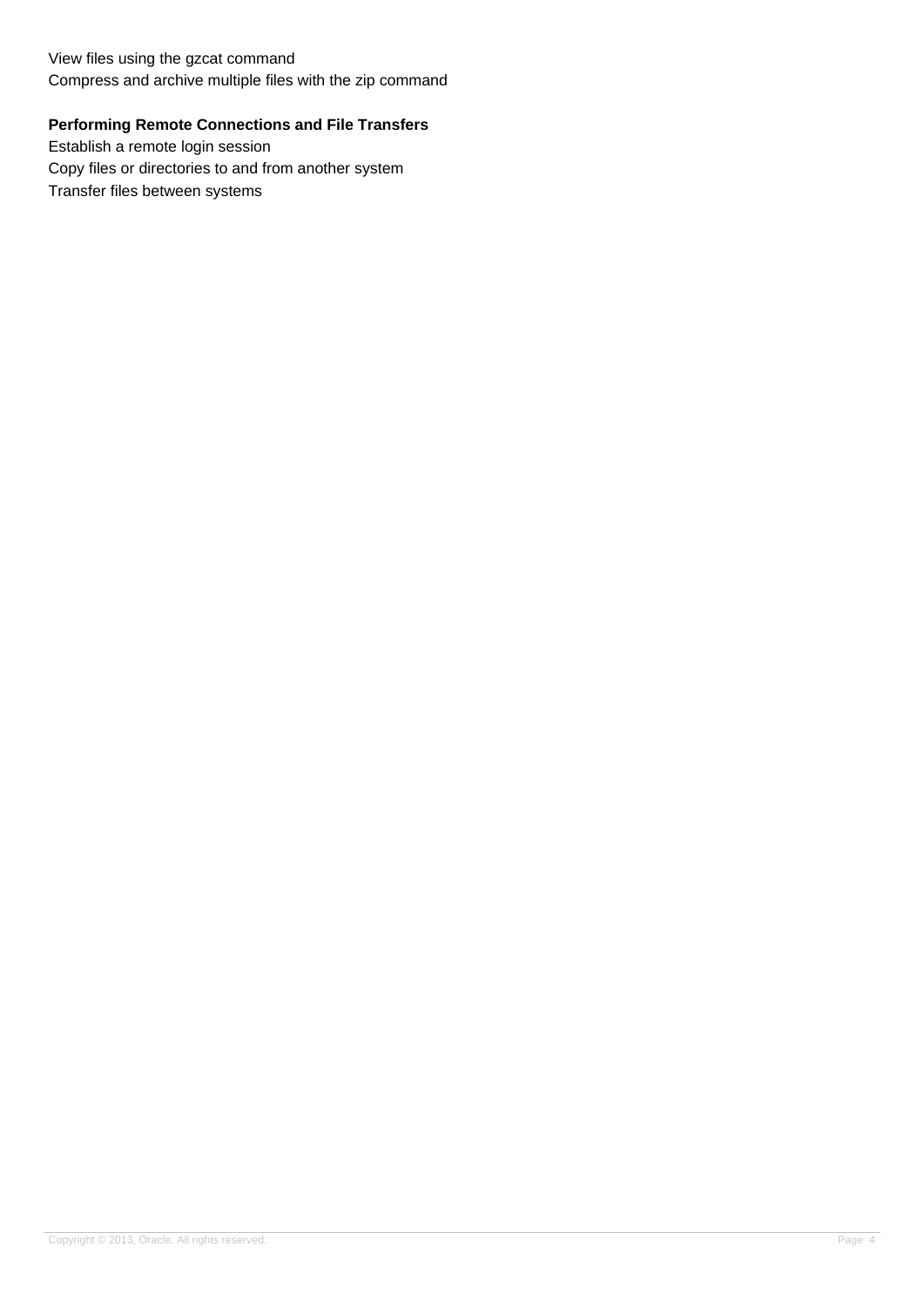View files using the gzcat command
Compress and archive multiple files with the zip command

**Performing Remote Connections and File Transfers**

Establish a remote login session
Copy files or directories to and from another system
Transfer files between systems